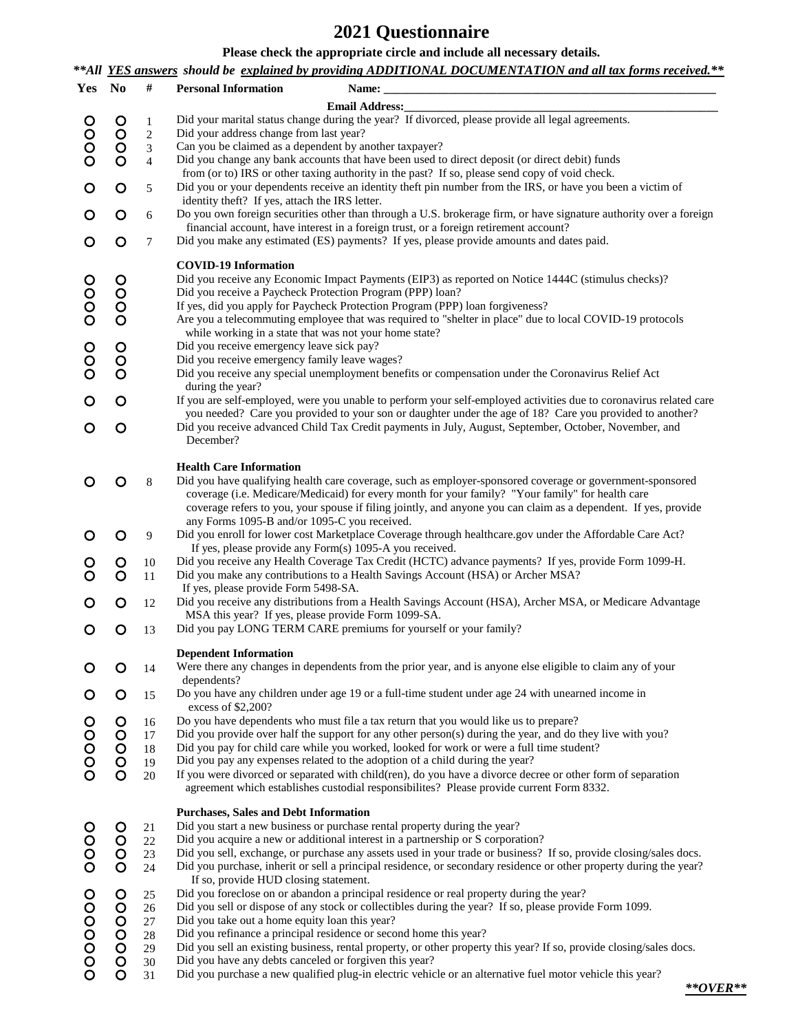# 2021 Questionnaire

**Please check the appropriate circle and include all necessary details.**

***\*\*All YES answers should be explained by providing ADDITIONAL DOCUMENTATION and all tax forms received.\*\****

| Yes | No | # | Personal Information |
|---|---|---|---|
| | | | **Name:** ______________________________ |
| | | | **Email Address:** ______________________________ |
| O | O | 1 | Did your marital status change during the year? If divorced, please provide all legal agreements. |
| O | O | 2 | Did your address change from last year? |
| O | O | 3 | Can you be claimed as a dependent by another taxpayer? |
| O | O | 4 | Did you change any bank accounts that have been used to direct deposit (or direct debit) funds from (or to) IRS or other taxing authority in the past? If so, please send copy of void check. |
| O | O | 5 | Did you or your dependents receive an identity theft pin number from the IRS, or have you been a victim of identity theft? If yes, attach the IRS letter. |
| O | O | 6 | Do you own foreign securities other than through a U.S. brokerage firm, or have signature authority over a foreign financial account, have interest in a foreign trust, or a foreign retirement account? |
| O | O | 7 | Did you make any estimated (ES) payments? If yes, please provide amounts and dates paid. |
| | | | **COVID-19 Information** |
| O | O | | Did you receive any Economic Impact Payments (EIP3) as reported on Notice 1444C (stimulus checks)? |
| O | O | | Did you receive a Paycheck Protection Program (PPP) loan? |
| O | O | | If yes, did you apply for Paycheck Protection Program (PPP) loan forgiveness? |
| O | O | | Are you a telecommuting employee that was required to "shelter in place" due to local COVID-19 protocols while working in a state that was not your home state? |
| O | O | | Did you receive emergency leave sick pay? |
| O | O | | Did you receive emergency family leave wages? |
| O | O | | Did you receive any special unemployment benefits or compensation under the Coronavirus Relief Act during the year? |
| O | O | | If you are self-employed, were you unable to perform your self-employed activities due to coronavirus related care you needed? Care you provided to your son or daughter under the age of 18? Care you provided to another? |
| O | O | | Did you receive advanced Child Tax Credit payments in July, August, September, October, November, and December? |
| | | | **Health Care Information** |
| O | O | 8 | Did you have qualifying health care coverage, such as employer-sponsored coverage or government-sponsored coverage (i.e. Medicare/Medicaid) for every month for your family? "Your family" for health care coverage refers to you, your spouse if filing jointly, and anyone you can claim as a dependent. If yes, provide any Forms 1095-B and/or 1095-C you received. |
| O | O | 9 | Did you enroll for lower cost Marketplace Coverage through healthcare.gov under the Affordable Care Act? If yes, please provide any Form(s) 1095-A you received. |
| O | O | 10 | Did you receive any Health Coverage Tax Credit (HCTC) advance payments? If yes, provide Form 1099-H. |
| O | O | 11 | Did you make any contributions to a Health Savings Account (HSA) or Archer MSA? If yes, please provide Form 5498-SA. |
| O | O | 12 | Did you receive any distributions from a Health Savings Account (HSA), Archer MSA, or Medicare Advantage MSA this year? If yes, please provide Form 1099-SA. |
| O | O | 13 | Did you pay LONG TERM CARE premiums for yourself or your family? |
| | | | **Dependent Information** |
| O | O | 14 | Were there any changes in dependents from the prior year, and is anyone else eligible to claim any of your dependents? |
| O | O | 15 | Do you have any children under age 19 or a full-time student under age 24 with unearned income in excess of $2,200? |
| O | O | 16 | Do you have dependents who must file a tax return that you would like us to prepare? |
| O | O | 17 | Did you provide over half the support for any other person(s) during the year, and do they live with you? |
| O | O | 18 | Did you pay for child care while you worked, looked for work or were a full time student? |
| O | O | 19 | Did you pay any expenses related to the adoption of a child during the year? |
| O | O | 20 | If you were divorced or separated with child(ren), do you have a divorce decree or other form of separation agreement which establishes custodial responsibilites? Please provide current Form 8332. |
| | | | **Purchases, Sales and Debt Information** |
| O | O | 21 | Did you start a new business or purchase rental property during the year? |
| O | O | 22 | Did you acquire a new or additional interest in a partnership or S corporation? |
| O | O | 23 | Did you sell, exchange, or purchase any assets used in your trade or business? If so, provide closing/sales docs. |
| O | O | 24 | Did you purchase, inherit or sell a principal residence, or secondary residence or other property during the year? If so, provide HUD closing statement. |
| O | O | 25 | Did you foreclose on or abandon a principal residence or real property during the year? |
| O | O | 26 | Did you sell or dispose of any stock or collectibles during the year? If so, please provide Form 1099. |
| O | O | 27 | Did you take out a home equity loan this year? |
| O | O | 28 | Did you refinance a principal residence or second home this year? |
| O | O | 29 | Did you sell an existing business, rental property, or other property this year? If so, provide closing/sales docs. |
| O | O | 30 | Did you have any debts canceled or forgiven this year? |
| O | O | 31 | Did you purchase a new qualified plug-in electric vehicle or an alternative fuel motor vehicle this year? |

***\*\*OVER\*\****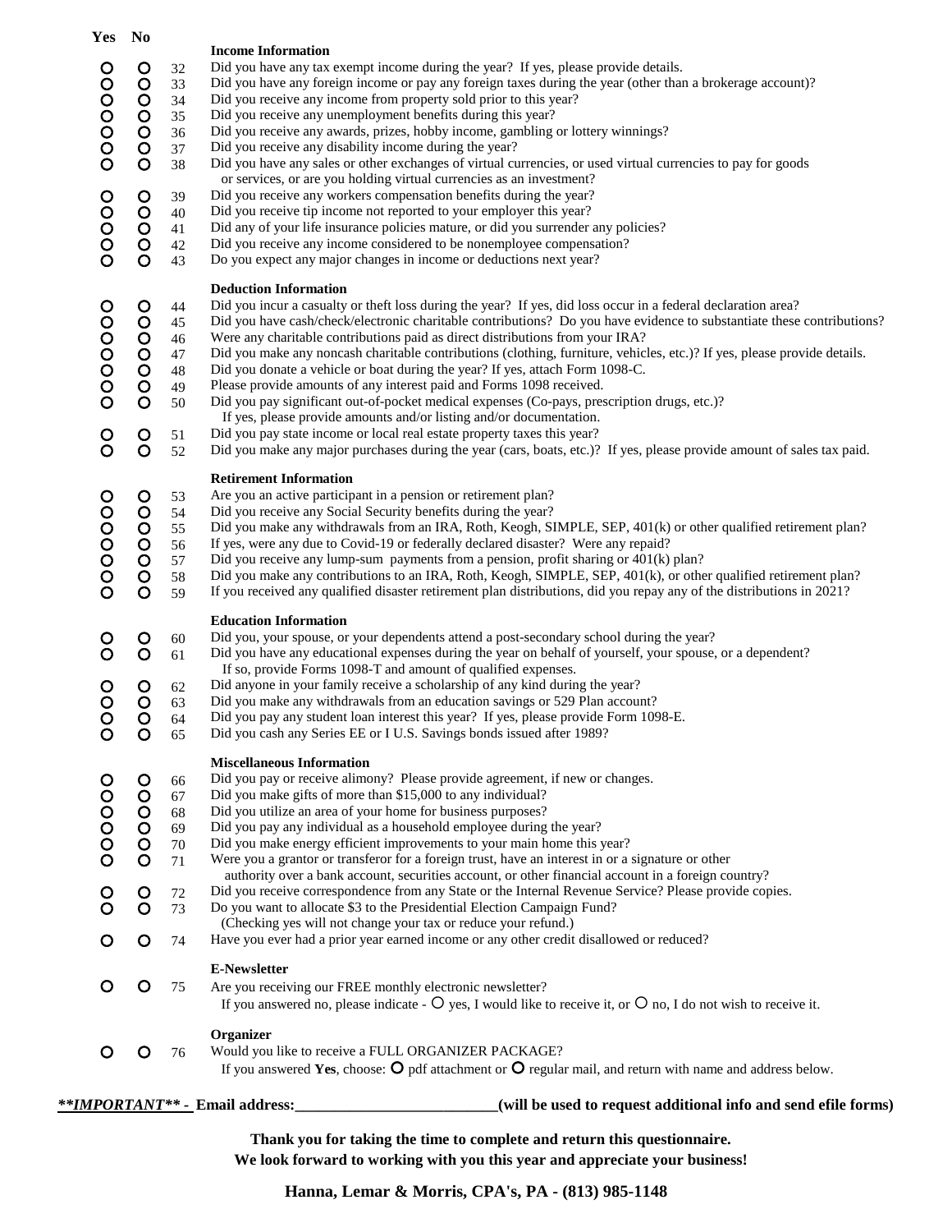| Yes | No | | |
|---|---|---|---|
| | | | **Income Information** |
| O | O | 32 | Did you have any tax exempt income during the year? If yes, please provide details. |
| O | O | 33 | Did you have any foreign income or pay any foreign taxes during the year (other than a brokerage account)? |
| O | O | 34 | Did you receive any income from property sold prior to this year? |
| O | O | 35 | Did you receive any unemployment benefits during this year? |
| O | O | 36 | Did you receive any awards, prizes, hobby income, gambling or lottery winnings? |
| O | O | 37 | Did you receive any disability income during the year? |
| O | O | 38 | Did you have any sales or other exchanges of virtual currencies, or used virtual currencies to pay for goods or services, or are you holding virtual currencies as an investment? |
| O | O | 39 | Did you receive any workers compensation benefits during the year? |
| O | O | 40 | Did you receive tip income not reported to your employer this year? |
| O | O | 41 | Did any of your life insurance policies mature, or did you surrender any policies? |
| O | O | 42 | Did you receive any income considered to be nonemployee compensation? |
| O | O | 43 | Do you expect any major changes in income or deductions next year? |
| | | | **Deduction Information** |
| O | O | 44 | Did you incur a casualty or theft loss during the year? If yes, did loss occur in a federal declaration area? |
| O | O | 45 | Did you have cash/check/electronic charitable contributions? Do you have evidence to substantiate these contributions? |
| O | O | 46 | Were any charitable contributions paid as direct distributions from your IRA? |
| O | O | 47 | Did you make any noncash charitable contributions (clothing, furniture, vehicles, etc.)? If yes, please provide details. |
| O | O | 48 | Did you donate a vehicle or boat during the year? If yes, attach Form 1098-C. |
| O | O | 49 | Please provide amounts of any interest paid and Forms 1098 received. |
| O | O | 50 | Did you pay significant out-of-pocket medical expenses (Co-pays, prescription drugs, etc.)? If yes, please provide amounts and/or listing and/or documentation. |
| O | O | 51 | Did you pay state income or local real estate property taxes this year? |
| O | O | 52 | Did you make any major purchases during the year (cars, boats, etc.)? If yes, please provide amount of sales tax paid. |
| | | | **Retirement Information** |
| O | O | 53 | Are you an active participant in a pension or retirement plan? |
| O | O | 54 | Did you receive any Social Security benefits during the year? |
| O | O | 55 | Did you make any withdrawals from an IRA, Roth, Keogh, SIMPLE, SEP, 401(k) or other qualified retirement plan? |
| O | O | 56 | If yes, were any due to Covid-19 or federally declared disaster? Were any repaid? |
| O | O | 57 | Did you receive any lump-sum payments from a pension, profit sharing or 401(k) plan? |
| O | O | 58 | Did you make any contributions to an IRA, Roth, Keogh, SIMPLE, SEP, 401(k), or other qualified retirement plan? |
| O | O | 59 | If you received any qualified disaster retirement plan distributions, did you repay any of the distributions in 2021? |
| | | | **Education Information** |
| O | O | 60 | Did you, your spouse, or your dependents attend a post-secondary school during the year? |
| O | O | 61 | Did you have any educational expenses during the year on behalf of yourself, your spouse, or a dependent? If so, provide Forms 1098-T and amount of qualified expenses. |
| O | O | 62 | Did anyone in your family receive a scholarship of any kind during the year? |
| O | O | 63 | Did you make any withdrawals from an education savings or 529 Plan account? |
| O | O | 64 | Did you pay any student loan interest this year? If yes, please provide Form 1098-E. |
| O | O | 65 | Did you cash any Series EE or I U.S. Savings bonds issued after 1989? |
| | | | **Miscellaneous Information** |
| O | O | 66 | Did you pay or receive alimony? Please provide agreement, if new or changes. |
| O | O | 67 | Did you make gifts of more than $15,000 to any individual? |
| O | O | 68 | Did you utilize an area of your home for business purposes? |
| O | O | 69 | Did you pay any individual as a household employee during the year? |
| O | O | 70 | Did you make energy efficient improvements to your main home this year? |
| O | O | 71 | Were you a grantor or transferor for a foreign trust, have an interest in or a signature or other authority over a bank account, securities account, or other financial account in a foreign country? |
| O | O | 72 | Did you receive correspondence from any State or the Internal Revenue Service? Please provide copies. |
| O | O | 73 | Do you want to allocate $3 to the Presidential Election Campaign Fund? (Checking yes will not change your tax or reduce your refund.) |
| O | O | 74 | Have you ever had a prior year earned income or any other credit disallowed or reduced? |
| | | | **E-Newsletter** |
| O | O | 75 | Are you receiving our FREE monthly electronic newsletter? If you answered no, please indicate - O yes, I would like to receive it, or O no, I do not wish to receive it. |
| | | | **Organizer** |
| O | O | 76 | Would you like to receive a FULL ORGANIZER PACKAGE? If you answered **Yes**, choose: O pdf attachment or O regular mail, and return with name and address below. |

***\*\*IMPORTANT\*\**** **- Email address:\_\_\_\_\_\_\_\_\_\_\_\_\_\_\_\_\_\_\_\_\_\_\_\_\_\_(will be used to request additional info and send efile forms)**

**Thank you for taking the time to complete and return this questionnaire.**
**We look forward to working with you this year and appreciate your business!**

**Hanna, Lemar & Morris, CPA's, PA - (813) 985-1148**